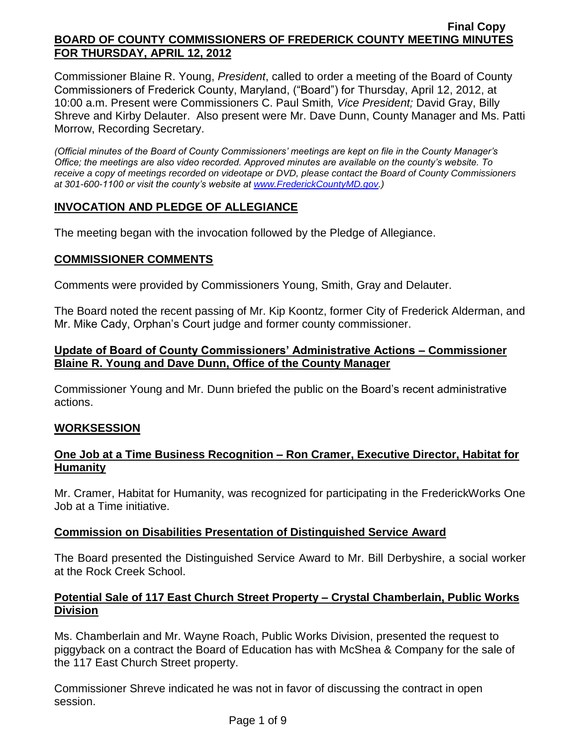**Final Copy**

**BOARD OF COUNTY COMMISSIONERS OF FREDERICK COUNTY MEETING MINUTES FOR THURSDAY, APRIL 12, 2012**

Commissioner Blaine R. Young, *President*, called to order a meeting of the Board of County Commissioners of Frederick County, Maryland, ("Board") for Thursday, April 12, 2012, at 10:00 a.m. Present were Commissioners C. Paul Smith*, Vice President;* David Gray, Billy Shreve and Kirby Delauter. Also present were Mr. Dave Dunn, County Manager and Ms. Patti Morrow, Recording Secretary.

*(Official minutes of the Board of County Commissioners' meetings are kept on file in the County Manager's Office; the meetings are also video recorded. Approved minutes are available on the county's website. To receive a copy of meetings recorded on videotape or DVD, please contact the Board of County Commissioners at 301-600-1100 or visit the county's website at www.FrederickCountyMD.gov.)*

## INVOCATION AND PLEDGE OF ALLEGIANCE

The meeting began with the invocation followed by the Pledge of Allegiance.

## COMMISSIONER COMMENTS

Comments were provided by Commissioners Young, Smith, Gray and Delauter.

The Board noted the recent passing of Mr. Kip Koontz, former City of Frederick Alderman, and Mr. Mike Cady, Orphan's Court judge and former county commissioner.

### Update of Board of County Commissioners' Administrative Actions – Commissioner Blaine R. Young and Dave Dunn, Office of the County Manager

Commissioner Young and Mr. Dunn briefed the public on the Board's recent administrative actions.

## WORKSESSION

### One Job at a Time Business Recognition – Ron Cramer, Executive Director, Habitat for Humanity

Mr. Cramer, Habitat for Humanity, was recognized for participating in the FrederickWorks One Job at a Time initiative.

### Commission on Disabilities Presentation of Distinguished Service Award

The Board presented the Distinguished Service Award to Mr. Bill Derbyshire, a social worker at the Rock Creek School.

### Potential Sale of 117 East Church Street Property – Crystal Chamberlain, Public Works Division

Ms. Chamberlain and Mr. Wayne Roach, Public Works Division, presented the request to piggyback on a contract the Board of Education has with McShea & Company for the sale of the 117 East Church Street property.

Commissioner Shreve indicated he was not in favor of discussing the contract in open session.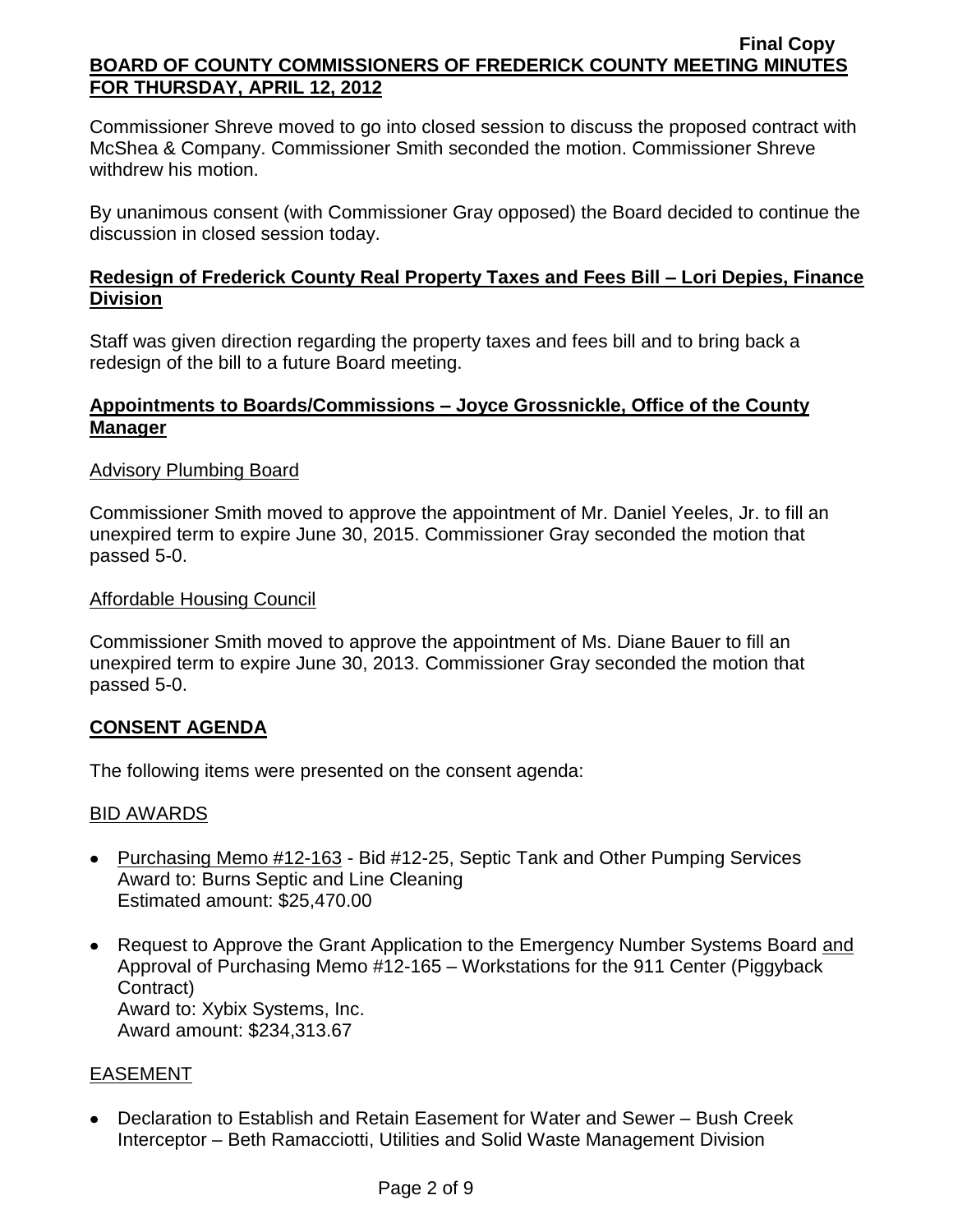Commissioner Shreve moved to go into closed session to discuss the proposed contract with McShea & Company. Commissioner Smith seconded the motion. Commissioner Shreve withdrew his motion.

By unanimous consent (with Commissioner Gray opposed) the Board decided to continue the discussion in closed session today.

## Redesign of Frederick County Real Property Taxes and Fees Bill – Lori Depies, Finance Division

Staff was given direction regarding the property taxes and fees bill and to bring back a redesign of the bill to a future Board meeting.

## Appointments to Boards/Commissions – Joyce Grossnickle, Office of the County Manager

Advisory Plumbing Board

Commissioner Smith moved to approve the appointment of Mr. Daniel Yeeles, Jr. to fill an unexpired term to expire June 30, 2015. Commissioner Gray seconded the motion that passed 5-0.

Affordable Housing Council

Commissioner Smith moved to approve the appointment of Ms. Diane Bauer to fill an unexpired term to expire June 30, 2013. Commissioner Gray seconded the motion that passed 5-0.

## CONSENT AGENDA

The following items were presented on the consent agenda:

BID AWARDS

- Purchasing Memo #12-163 - Bid #12-25, Septic Tank and Other Pumping Services
  Award to: Burns Septic and Line Cleaning
  Estimated amount: $25,470.00
- Request to Approve the Grant Application to the Emergency Number Systems Board and Approval of Purchasing Memo #12-165 – Workstations for the 911 Center (Piggyback Contract)
  Award to: Xybix Systems, Inc.
  Award amount: $234,313.67

EASEMENT

- Declaration to Establish and Retain Easement for Water and Sewer – Bush Creek Interceptor – Beth Ramacciotti, Utilities and Solid Waste Management Division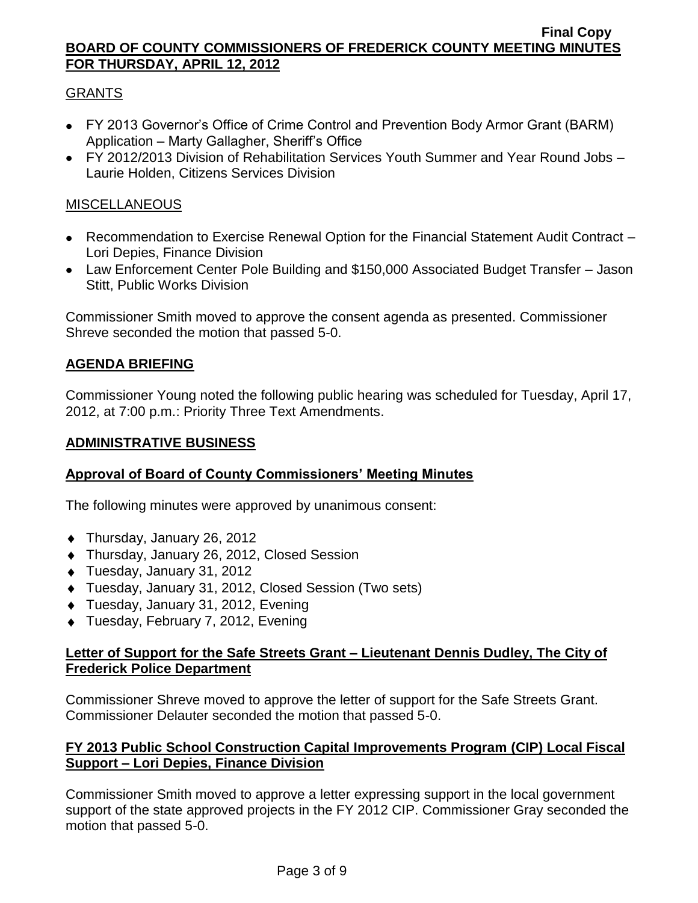GRANTS

- FY 2013 Governor's Office of Crime Control and Prevention Body Armor Grant (BARM) Application – Marty Gallagher, Sheriff's Office
- FY 2012/2013 Division of Rehabilitation Services Youth Summer and Year Round Jobs – Laurie Holden, Citizens Services Division

MISCELLANEOUS

- Recommendation to Exercise Renewal Option for the Financial Statement Audit Contract – Lori Depies, Finance Division
- Law Enforcement Center Pole Building and $150,000 Associated Budget Transfer – Jason Stitt, Public Works Division

Commissioner Smith moved to approve the consent agenda as presented. Commissioner Shreve seconded the motion that passed 5-0.

## AGENDA BRIEFING

Commissioner Young noted the following public hearing was scheduled for Tuesday, April 17, 2012, at 7:00 p.m.: Priority Three Text Amendments.

## ADMINISTRATIVE BUSINESS

### Approval of Board of County Commissioners' Meeting Minutes

The following minutes were approved by unanimous consent:

- Thursday, January 26, 2012
- Thursday, January 26, 2012, Closed Session
- Tuesday, January 31, 2012
- Tuesday, January 31, 2012, Closed Session (Two sets)
- Tuesday, January 31, 2012, Evening
- Tuesday, February 7, 2012, Evening

### Letter of Support for the Safe Streets Grant – Lieutenant Dennis Dudley, The City of Frederick Police Department

Commissioner Shreve moved to approve the letter of support for the Safe Streets Grant. Commissioner Delauter seconded the motion that passed 5-0.

### FY 2013 Public School Construction Capital Improvements Program (CIP) Local Fiscal Support – Lori Depies, Finance Division

Commissioner Smith moved to approve a letter expressing support in the local government support of the state approved projects in the FY 2012 CIP. Commissioner Gray seconded the motion that passed 5-0.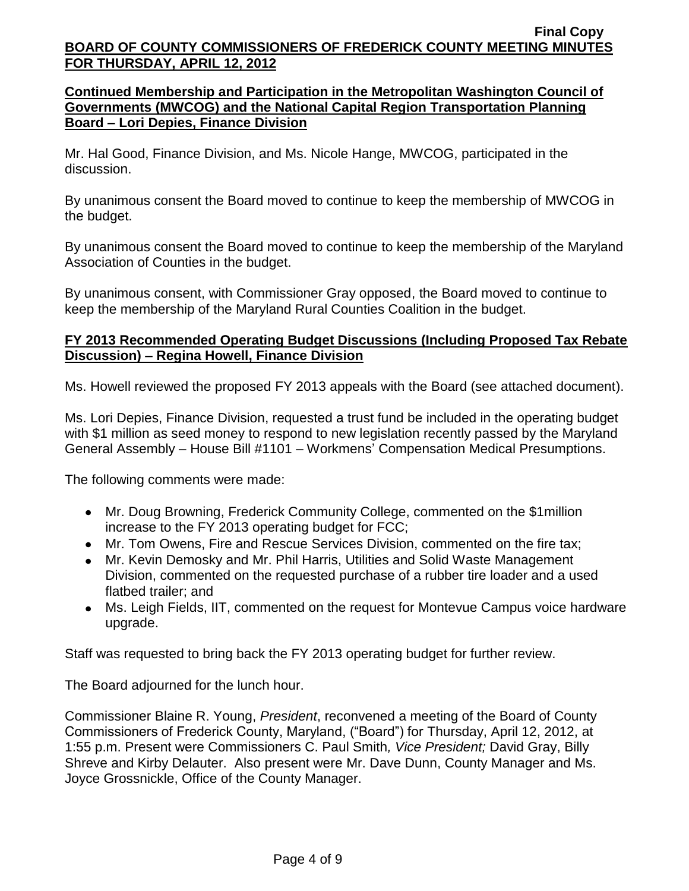**Continued Membership and Participation in the Metropolitan Washington Council of Governments (MWCOG) and the National Capital Region Transportation Planning Board – Lori Depies, Finance Division**

Mr. Hal Good, Finance Division, and Ms. Nicole Hange, MWCOG, participated in the discussion.

By unanimous consent the Board moved to continue to keep the membership of MWCOG in the budget.

By unanimous consent the Board moved to continue to keep the membership of the Maryland Association of Counties in the budget.

By unanimous consent, with Commissioner Gray opposed, the Board moved to continue to keep the membership of the Maryland Rural Counties Coalition in the budget.

**FY 2013 Recommended Operating Budget Discussions (Including Proposed Tax Rebate Discussion) – Regina Howell, Finance Division**

Ms. Howell reviewed the proposed FY 2013 appeals with the Board (see attached document).

Ms. Lori Depies, Finance Division, requested a trust fund be included in the operating budget with $1 million as seed money to respond to new legislation recently passed by the Maryland General Assembly – House Bill #1101 – Workmens' Compensation Medical Presumptions.

The following comments were made:

- Mr. Doug Browning, Frederick Community College, commented on the $1million increase to the FY 2013 operating budget for FCC;
- Mr. Tom Owens, Fire and Rescue Services Division, commented on the fire tax;
- Mr. Kevin Demosky and Mr. Phil Harris, Utilities and Solid Waste Management Division, commented on the requested purchase of a rubber tire loader and a used flatbed trailer; and
- Ms. Leigh Fields, IIT, commented on the request for Montevue Campus voice hardware upgrade.

Staff was requested to bring back the FY 2013 operating budget for further review.

The Board adjourned for the lunch hour.

Commissioner Blaine R. Young, *President*, reconvened a meeting of the Board of County Commissioners of Frederick County, Maryland, ("Board") for Thursday, April 12, 2012, at 1:55 p.m. Present were Commissioners C. Paul Smith*, Vice President;* David Gray, Billy Shreve and Kirby Delauter. Also present were Mr. Dave Dunn, County Manager and Ms. Joyce Grossnickle, Office of the County Manager.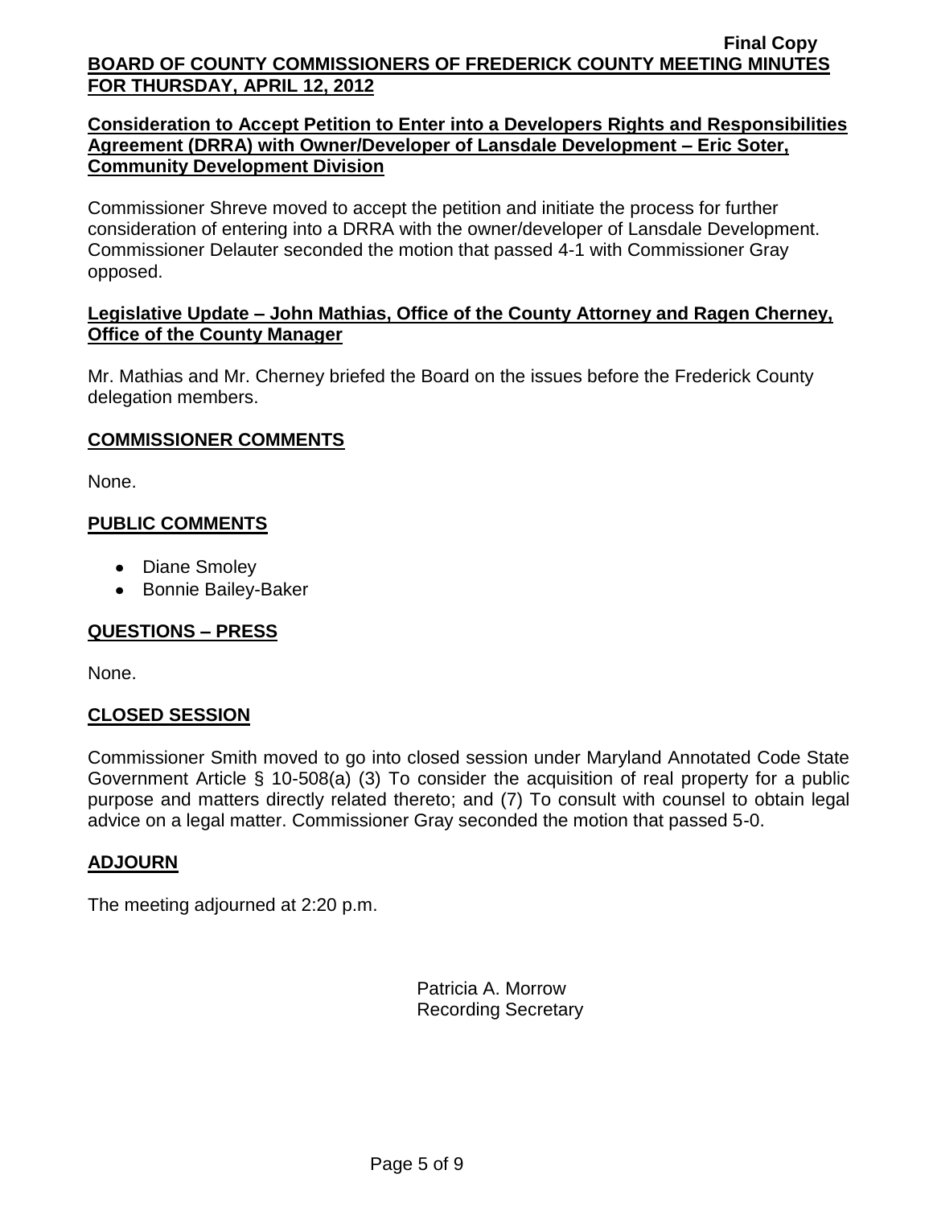**Consideration to Accept Petition to Enter into a Developers Rights and Responsibilities Agreement (DRRA) with Owner/Developer of Lansdale Development – Eric Soter, Community Development Division**

Commissioner Shreve moved to accept the petition and initiate the process for further consideration of entering into a DRRA with the owner/developer of Lansdale Development. Commissioner Delauter seconded the motion that passed 4-1 with Commissioner Gray opposed.

**Legislative Update – John Mathias, Office of the County Attorney and Ragen Cherney, Office of the County Manager**

Mr. Mathias and Mr. Cherney briefed the Board on the issues before the Frederick County delegation members.

## COMMISSIONER COMMENTS

None.

## PUBLIC COMMENTS

- Diane Smoley
- Bonnie Bailey-Baker

## QUESTIONS – PRESS

None.

## CLOSED SESSION

Commissioner Smith moved to go into closed session under Maryland Annotated Code State Government Article § 10-508(a) (3) To consider the acquisition of real property for a public purpose and matters directly related thereto; and (7) To consult with counsel to obtain legal advice on a legal matter. Commissioner Gray seconded the motion that passed 5-0.

## ADJOURN

The meeting adjourned at 2:20 p.m.

Patricia A. Morrow
Recording Secretary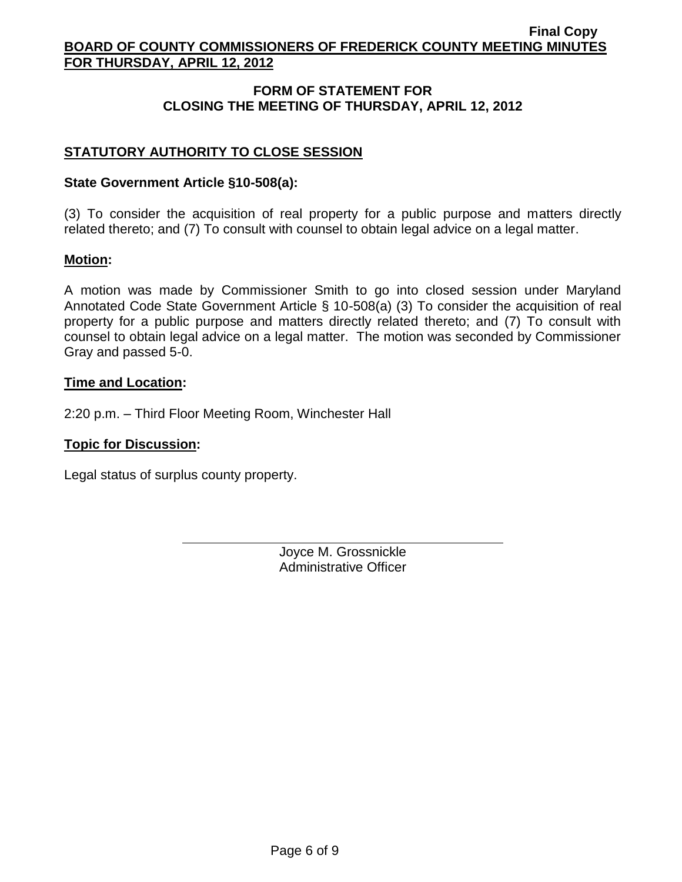## FORM OF STATEMENT FOR CLOSING THE MEETING OF THURSDAY, APRIL 12, 2012

### STATUTORY AUTHORITY TO CLOSE SESSION

**State Government Article §10-508(a):**

(3) To consider the acquisition of real property for a public purpose and matters directly related thereto; and (7) To consult with counsel to obtain legal advice on a legal matter.

**Motion:**

A motion was made by Commissioner Smith to go into closed session under Maryland Annotated Code State Government Article § 10-508(a) (3) To consider the acquisition of real property for a public purpose and matters directly related thereto; and (7) To consult with counsel to obtain legal advice on a legal matter. The motion was seconded by Commissioner Gray and passed 5-0.

**Time and Location:**

2:20 p.m. – Third Floor Meeting Room, Winchester Hall

**Topic for Discussion:**

Legal status of surplus county property.

Joyce M. Grossnickle
Administrative Officer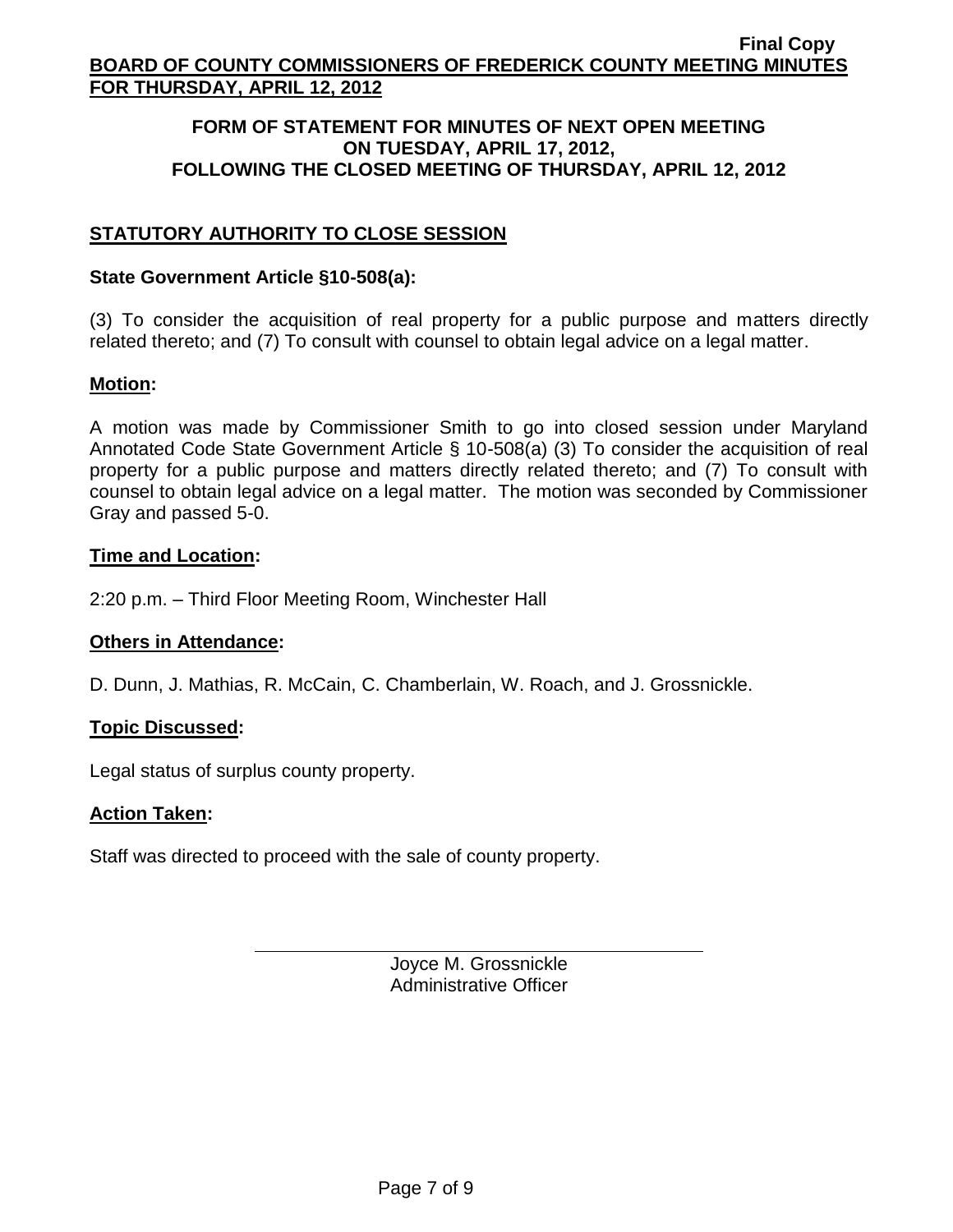## FORM OF STATEMENT FOR MINUTES OF NEXT OPEN MEETING ON TUESDAY, APRIL 17, 2012, FOLLOWING THE CLOSED MEETING OF THURSDAY, APRIL 12, 2012

### STATUTORY AUTHORITY TO CLOSE SESSION

**State Government Article §10-508(a):**

(3) To consider the acquisition of real property for a public purpose and matters directly related thereto; and (7) To consult with counsel to obtain legal advice on a legal matter.

**Motion:**

A motion was made by Commissioner Smith to go into closed session under Maryland Annotated Code State Government Article § 10-508(a) (3) To consider the acquisition of real property for a public purpose and matters directly related thereto; and (7) To consult with counsel to obtain legal advice on a legal matter. The motion was seconded by Commissioner Gray and passed 5-0.

**Time and Location:**

2:20 p.m. – Third Floor Meeting Room, Winchester Hall

**Others in Attendance:**

D. Dunn, J. Mathias, R. McCain, C. Chamberlain, W. Roach, and J. Grossnickle.

**Topic Discussed:**

Legal status of surplus county property.

**Action Taken:**

Staff was directed to proceed with the sale of county property.

Joyce M. Grossnickle
Administrative Officer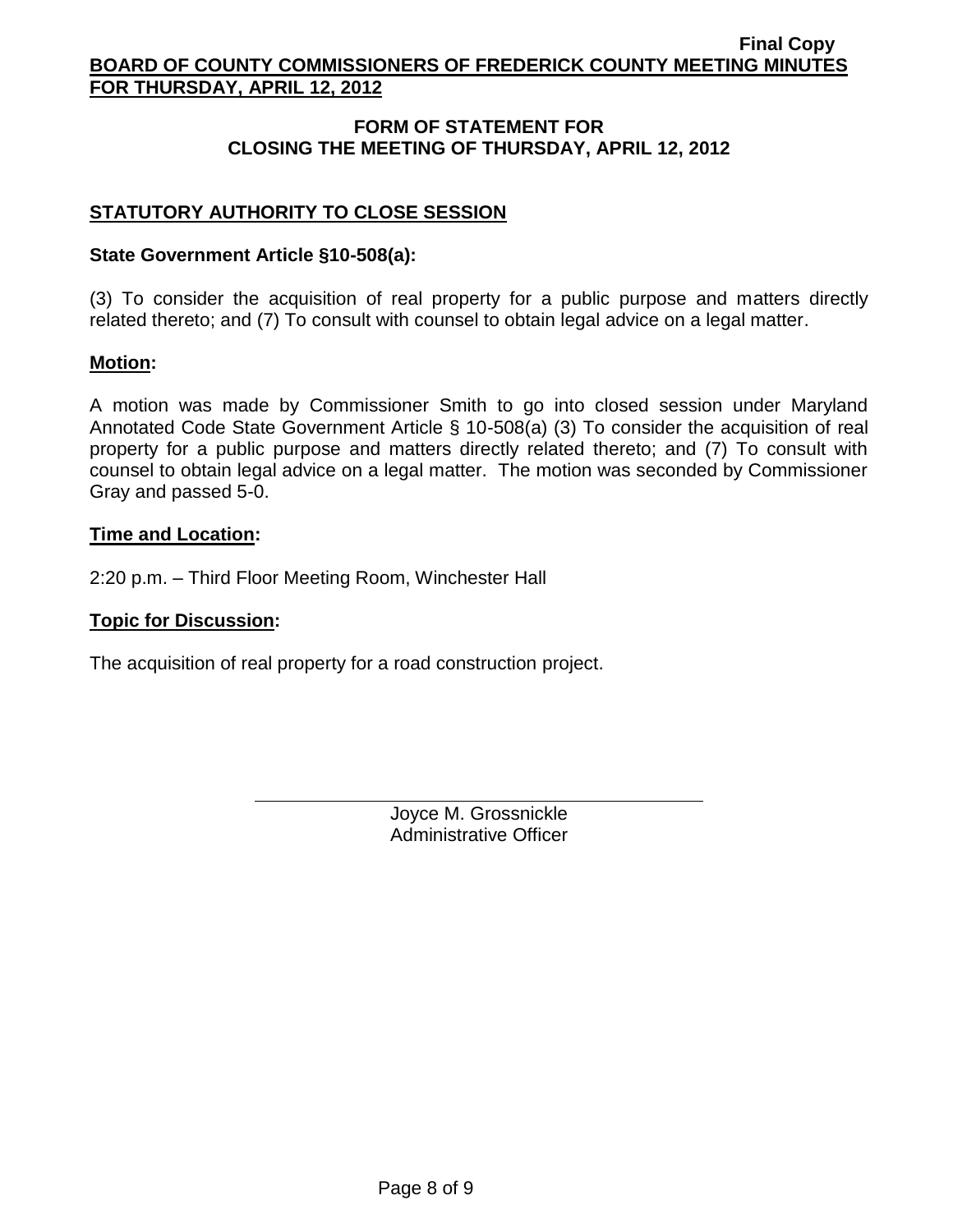## FORM OF STATEMENT FOR CLOSING THE MEETING OF THURSDAY, APRIL 12, 2012

### STATUTORY AUTHORITY TO CLOSE SESSION

**State Government Article §10-508(a):**

(3) To consider the acquisition of real property for a public purpose and matters directly related thereto; and (7) To consult with counsel to obtain legal advice on a legal matter.

**Motion:**

A motion was made by Commissioner Smith to go into closed session under Maryland Annotated Code State Government Article § 10-508(a) (3) To consider the acquisition of real property for a public purpose and matters directly related thereto; and (7) To consult with counsel to obtain legal advice on a legal matter. The motion was seconded by Commissioner Gray and passed 5-0.

**Time and Location:**

2:20 p.m. – Third Floor Meeting Room, Winchester Hall

**Topic for Discussion:**

The acquisition of real property for a road construction project.

Joyce M. Grossnickle
Administrative Officer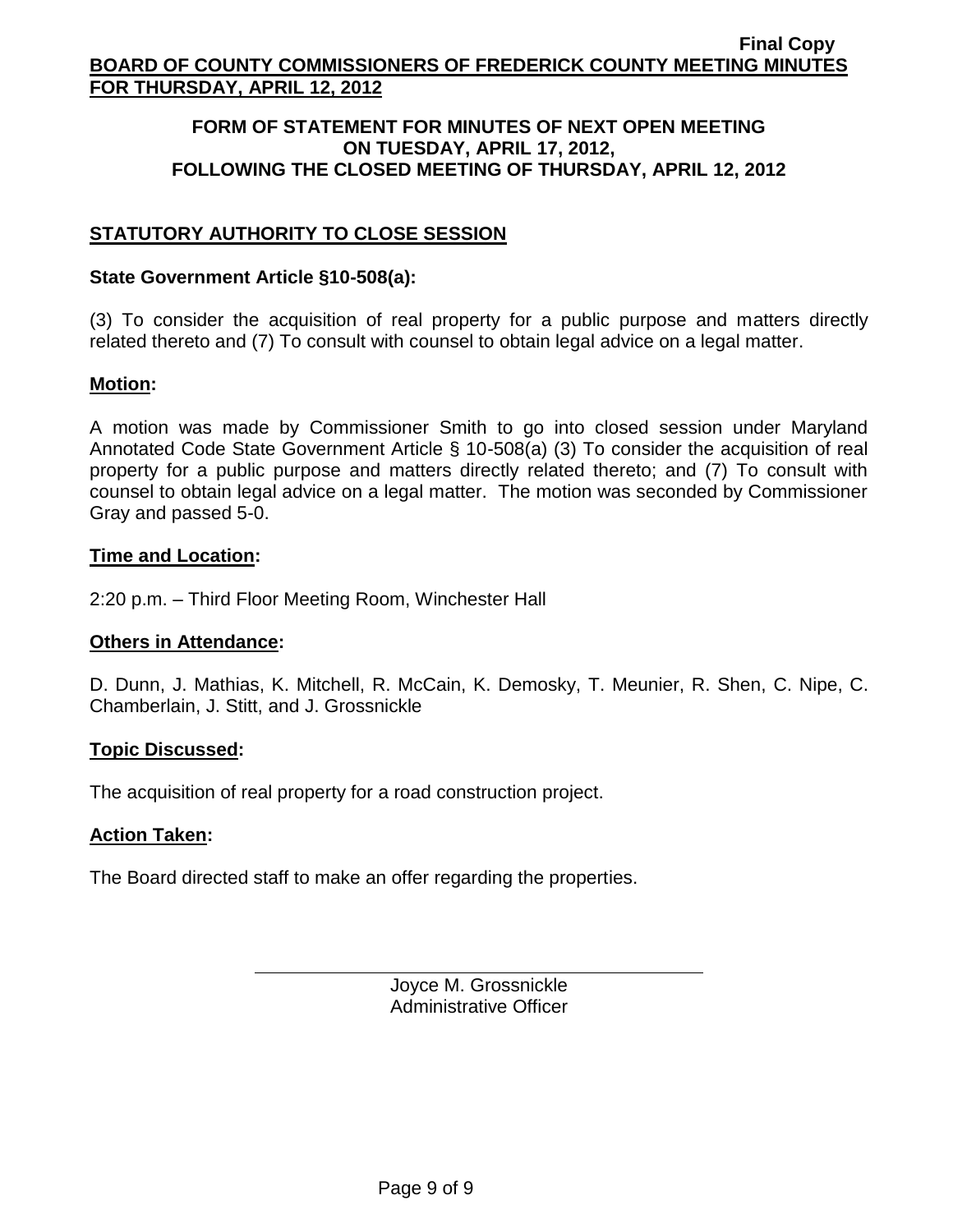## FORM OF STATEMENT FOR MINUTES OF NEXT OPEN MEETING ON TUESDAY, APRIL 17, 2012, FOLLOWING THE CLOSED MEETING OF THURSDAY, APRIL 12, 2012

### STATUTORY AUTHORITY TO CLOSE SESSION

**State Government Article §10-508(a):**

(3) To consider the acquisition of real property for a public purpose and matters directly related thereto and (7) To consult with counsel to obtain legal advice on a legal matter.

**Motion:**

A motion was made by Commissioner Smith to go into closed session under Maryland Annotated Code State Government Article § 10-508(a) (3) To consider the acquisition of real property for a public purpose and matters directly related thereto; and (7) To consult with counsel to obtain legal advice on a legal matter. The motion was seconded by Commissioner Gray and passed 5-0.

**Time and Location:**

2:20 p.m. – Third Floor Meeting Room, Winchester Hall

**Others in Attendance:**

D. Dunn, J. Mathias, K. Mitchell, R. McCain, K. Demosky, T. Meunier, R. Shen, C. Nipe, C. Chamberlain, J. Stitt, and J. Grossnickle

**Topic Discussed:**

The acquisition of real property for a road construction project.

**Action Taken:**

The Board directed staff to make an offer regarding the properties.

Joyce M. Grossnickle
Administrative Officer